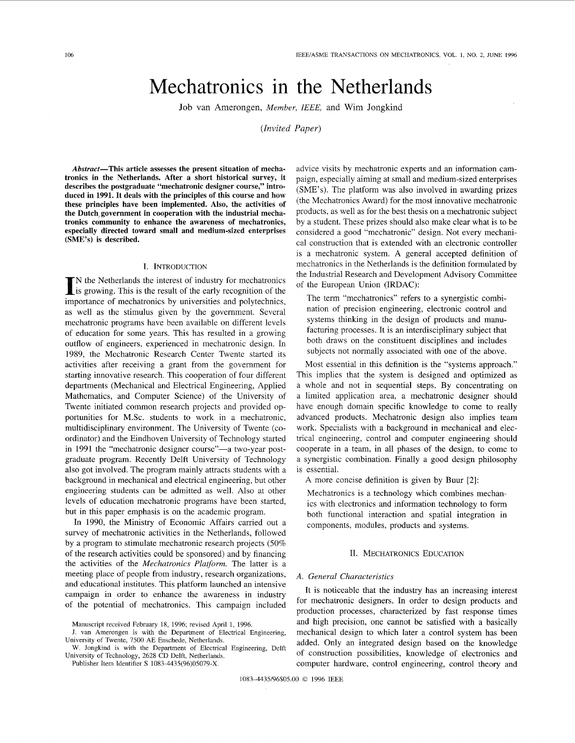# Mechatronics in the Netherlands

Job van Amerongen, *Member, IEEE,* and Wim Jongkind

*(Invited Paper)*

***Abstract*—This article assesses the present situation of mechatronics in the Netherlands. After a short historical survey, it describes the postgraduate "mechatronic designer course," introduced in 1991. It deals with the principles of this course and how these principles have been implemented. Also, the activities of the Dutch government in cooperation with the industrial mechatronics community to enhance the awareness of mechatronics, especially directed toward small and medium-sized enterprises (SME's) is described.**

## I. Introduction

In the Netherlands the interest of industry for mechatronics is growing. This is the result of the early recognition of the importance of mechatronics by universities and polytechnics, as well as the stimulus given by the government. Several mechatronic programs have been available on different levels of education for some years. This has resulted in a growing outflow of engineers, experienced in mechatronic design. In 1989, the Mechatronic Research Center Twente started its activities after receiving a grant from the government for starting innovative research. This cooperation of four different departments (Mechanical and Electrical Engineering, Applied Mathematics, and Computer Science) of the University of Twente initiated common research projects and provided opportunities for M.Sc. students to work in a mechatronic, multidisciplinary environment. The University of Twente (coordinator) and the Eindhoven University of Technology started in 1991 the "mechatronic designer course"—a two-year postgraduate program. Recently Delft University of Technology also got involved. The program mainly attracts students with a background in mechanical and electrical engineering, but other engineering students can be admitted as well. Also at other levels of education mechatronic programs have been started, but in this paper emphasis is on the academic program.

In 1990, the Ministry of Economic Affairs carried out a survey of mechatronic activities in the Netherlands, followed by a program to stimulate mechatronic research projects (50% of the research activities could be sponsored) and by financing the activities of the *Mechatronics Platform.* The latter is a meeting place of people from industry, research organizations, and educational institutes. This platform launched an intensive campaign in order to enhance the awareness in industry of the potential of mechatronics. This campaign included advice visits by mechatronic experts and an information campaign, especially aiming at small and medium-sized enterprises (SME's). The platform was also involved in awarding prizes (the Mechatronics Award) for the most innovative mechatronic products, as well as for the best thesis on a mechatronic subject by a student. These prizes should also make clear what is to be considered a good "mechatronic" design. Not every mechanical construction that is extended with an electronic controller is a mechatronic system. A general accepted definition of mechatronics in the Netherlands is the definition formulated by the Industrial Research and Development Advisory Committee of the European Union (IRDAC):

> The term "mechatronics" refers to a synergistic combination of precision engineering, electronic control and systems thinking in the design of products and manufacturing processes. It is an interdisciplinary subject that both draws on the constituent disciplines and includes subjects not normally associated with one of the above.

Most essential in this definition is the "systems approach." This implies that the system is designed and optimized as a whole and not in sequential steps. By concentrating on a limited application area, a mechatronic designer should have enough domain specific knowledge to come to really advanced products. Mechatronic design also implies team work. Specialists with a background in mechanical and electrical engineering, control and computer engineering should cooperate in a team, in all phases of the design, to come to a synergistic combination. Finally a good design philosophy is essential.

A more concise definition is given by Buur [2]:

> Mechatronics is a technology which combines mechanics with electronics and information technology to form both functional interaction and spatial integration in components, modules, products and systems.

## II. Mechatronics Education

### A. General Characteristics

It is noticeable that the industry has an increasing interest for mechatronic designers. In order to design products and production processes, characterized by fast response times and high precision, one cannot be satisfied with a basically mechanical design to which later a control system has been added. Only an integrated design based on the knowledge of construction possibilities, knowledge of electronics and computer hardware, control engineering, control theory and

---

Manuscript received February 18, 1996; revised April 1, 1996.

J. van Amerongen is with the Department of Electrical Engineering, University of Twente, 7500 AE Enschede, Netherlands.

W. Jongkind is with the Department of Electrical Engineering, Delft University of Technology, 2628 CD Delft, Netherlands.

Publisher Item Identifier S 1083-4435(96)05079-X.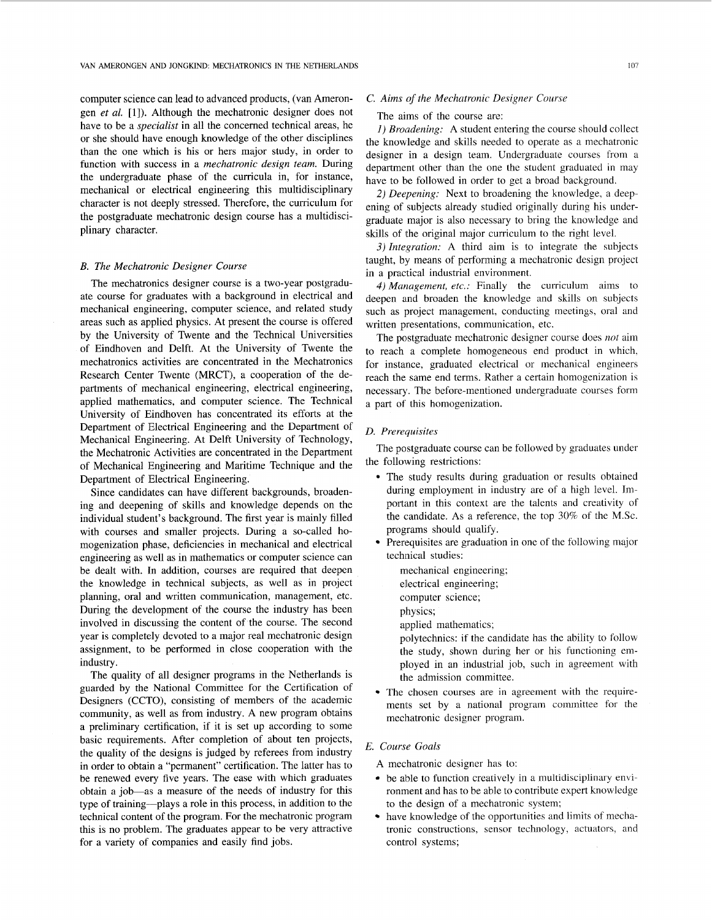computer science can lead to advanced products, (van Amerongen *et al.* [1]). Although the mechatronic designer does not have to be a *specialist* in all the concerned technical areas, he or she should have enough knowledge of the other disciplines than the one which is his or hers major study, in order to function with success in a *mechatronic design team.* During the undergraduate phase of the curricula in, for instance, mechanical or electrical engineering this multidisciplinary character is not deeply stressed. Therefore, the curriculum for the postgraduate mechatronic design course has a multidisciplinary character.

### *B. The Mechatronic Designer Course*

The mechatronics designer course is a two-year postgraduate course for graduates with a background in electrical and mechanical engineering, computer science, and related study areas such as applied physics. At present the course is offered by the University of Twente and the Technical Universities of Eindhoven and Delft. At the University of Twente the mechatronics activities are concentrated in the Mechatronics Research Center Twente (MRCT), a cooperation of the departments of mechanical engineering, electrical engineering, applied mathematics, and computer science. The Technical University of Eindhoven has concentrated its efforts at the Department of Electrical Engineering and the Department of Mechanical Engineering. At Delft University of Technology, the Mechatronic Activities are concentrated in the Department of Mechanical Engineering and Maritime Technique and the Department of Electrical Engineering.

Since candidates can have different backgrounds, broadening and deepening of skills and knowledge depends on the individual student's background. The first year is mainly filled with courses and smaller projects. During a so-called homogenization phase, deficiencies in mechanical and electrical engineering as well as in mathematics or computer science can be dealt with. In addition, courses are required that deepen the knowledge in technical subjects, as well as in project planning, oral and written communication, management, etc. During the development of the course the industry has been involved in discussing the content of the course. The second year is completely devoted to a major real mechatronic design assignment, to be performed in close cooperation with the industry.

The quality of all designer programs in the Netherlands is guarded by the National Committee for the Certification of Designers (CCTO), consisting of members of the academic community, as well as from industry. A new program obtains a preliminary certification, if it is set up according to some basic requirements. After completion of about ten projects, the quality of the designs is judged by referees from industry in order to obtain a "permanent" certification. The latter has to be renewed every five years. The ease with which graduates obtain a job—as a measure of the needs of industry for this type of training—plays a role in this process, in addition to the technical content of the program. For the mechatronic program this is no problem. The graduates appear to be very attractive for a variety of companies and easily find jobs.

### *C. Aims of the Mechatronic Designer Course*

The aims of the course are:

*1) Broadening:* A student entering the course should collect the knowledge and skills needed to operate as a mechatronic designer in a design team. Undergraduate courses from a department other than the one the student graduated in may have to be followed in order to get a broad background.

*2) Deepening:* Next to broadening the knowledge, a deepening of subjects already studied originally during his undergraduate major is also necessary to bring the knowledge and skills of the original major curriculum to the right level.

*3) Integration:* A third aim is to integrate the subjects taught, by means of performing a mechatronic design project in a practical industrial environment.

*4) Management, etc.:* Finally the curriculum aims to deepen and broaden the knowledge and skills on subjects such as project management, conducting meetings, oral and written presentations, communication, etc.

The postgraduate mechatronic designer course does *not* aim to reach a complete homogeneous end product in which, for instance, graduated electrical or mechanical engineers reach the same end terms. Rather a certain homogenization is necessary. The before-mentioned undergraduate courses form a part of this homogenization.

### *D. Prerequisites*

The postgraduate course can be followed by graduates under the following restrictions:

- The study results during graduation or results obtained during employment in industry are of a high level. Important in this context are the talents and creativity of the candidate. As a reference, the top 30% of the M.Sc. programs should qualify.
- Prerequisites are graduation in one of the following major technical studies:
  - mechanical engineering;
  - electrical engineering;
  - computer science;
  - physics;
  - applied mathematics;
  - polytechnics: if the candidate has the ability to follow the study, shown during her or his functioning employed in an industrial job, such in agreement with the admission committee.
- The chosen courses are in agreement with the requirements set by a national program committee for the mechatronic designer program.

### *E. Course Goals*

A mechatronic designer has to:

- be able to function creatively in a multidisciplinary environment and has to be able to contribute expert knowledge to the design of a mechatronic system;
- have knowledge of the opportunities and limits of mechatronic constructions, sensor technology, actuators, and control systems;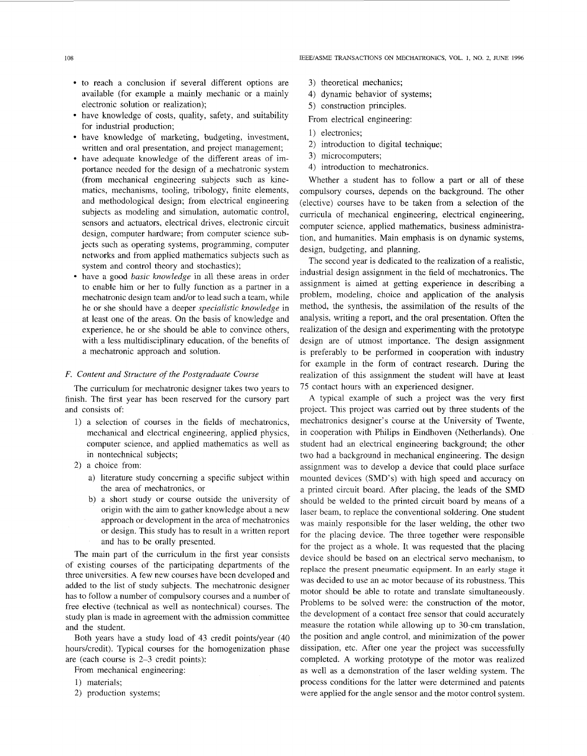- to reach a conclusion if several different options are available (for example a mainly mechanic or a mainly electronic solution or realization);
- have knowledge of costs, quality, safety, and suitability for industrial production;
- have knowledge of marketing, budgeting, investment, written and oral presentation, and project management;
- have adequate knowledge of the different areas of importance needed for the design of a mechatronic system (from mechanical engineering subjects such as kinematics, mechanisms, tooling, tribology, finite elements, and methodological design; from electrical engineering subjects as modeling and simulation, automatic control, sensors and actuators, electrical drives, electronic circuit design, computer hardware; from computer science subjects such as operating systems, programming, computer networks and from applied mathematics subjects such as system and control theory and stochastics);
- have a good *basic knowledge* in all these areas in order to enable him or her to fully function as a partner in a mechatronic design team and/or to lead such a team, while he or she should have a deeper *specialistic knowledge* in at least one of the areas. On the basis of knowledge and experience, he or she should be able to convince others, with a less multidisciplinary education, of the benefits of a mechatronic approach and solution.

### F. Content and Structure of the Postgraduate Course

The curriculum for mechatronic designer takes two years to finish. The first year has been reserved for the cursory part and consists of:

1) a selection of courses in the fields of mechatronics, mechanical and electrical engineering, applied physics, computer science, and applied mathematics as well as in nontechnical subjects;
2) a choice from:
   a) literature study concerning a specific subject within the area of mechatronics, or
   b) a short study or course outside the university of origin with the aim to gather knowledge about a new approach or development in the area of mechatronics or design. This study has to result in a written report and has to be orally presented.

The main part of the curriculum in the first year consists of existing courses of the participating departments of the three universities. A few new courses have been developed and added to the list of study subjects. The mechatronic designer has to follow a number of compulsory courses and a number of free elective (technical as well as nontechnical) courses. The study plan is made in agreement with the admission committee and the student.

Both years have a study load of 43 credit points/year (40 hours/credit). Typical courses for the homogenization phase are (each course is 2–3 credit points):

From mechanical engineering:

1) materials;
2) production systems;
3) theoretical mechanics;
4) dynamic behavior of systems;
5) construction principles.

From electrical engineering:

1) electronics;
2) introduction to digital technique;
3) microcomputers;
4) introduction to mechatronics.

Whether a student has to follow a part or all of these compulsory courses, depends on the background. The other (elective) courses have to be taken from a selection of the curricula of mechanical engineering, electrical engineering, computer science, applied mathematics, business administration, and humanities. Main emphasis is on dynamic systems, design, budgeting, and planning.

The second year is dedicated to the realization of a realistic, industrial design assignment in the field of mechatronics. The assignment is aimed at getting experience in describing a problem, modeling, choice and application of the analysis method, the synthesis, the assimilation of the results of the analysis, writing a report, and the oral presentation. Often the realization of the design and experimenting with the prototype design are of utmost importance. The design assignment is preferably to be performed in cooperation with industry for example in the form of contract research. During the realization of this assignment the student will have at least 75 contact hours with an experienced designer.

A typical example of such a project was the very first project. This project was carried out by three students of the mechatronics designer's course at the University of Twente, in cooperation with Philips in Eindhoven (Netherlands). One student had an electrical engineering background; the other two had a background in mechanical engineering. The design assignment was to develop a device that could place surface mounted devices (SMD's) with high speed and accuracy on a printed circuit board. After placing, the leads of the SMD should be welded to the printed circuit board by means of a laser beam, to replace the conventional soldering. One student was mainly responsible for the laser welding, the other two for the placing device. The three together were responsible for the project as a whole. It was requested that the placing device should be based on an electrical servo mechanism, to replace the present pneumatic equipment. In an early stage it was decided to use an ac motor because of its robustness. This motor should be able to rotate and translate simultaneously. Problems to be solved were: the construction of the motor, the development of a contact free sensor that could accurately measure the rotation while allowing up to 30-cm translation, the position and angle control, and minimization of the power dissipation, etc. After one year the project was successfully completed. A working prototype of the motor was realized as well as a demonstration of the laser welding system. The process conditions for the latter were determined and patents were applied for the angle sensor and the motor control system.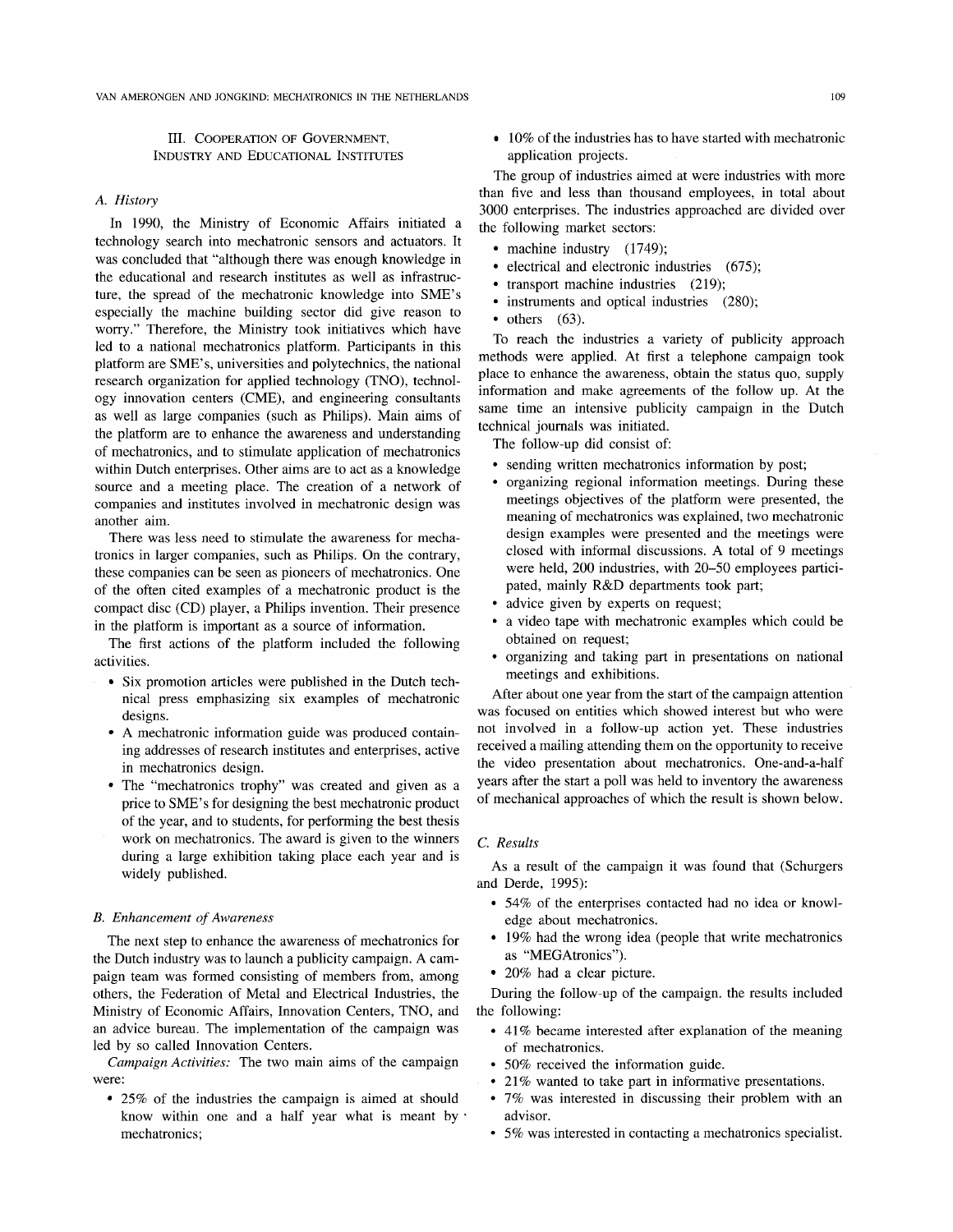## III. Cooperation of Government, Industry and Educational Institutes

### A. History

In 1990, the Ministry of Economic Affairs initiated a technology search into mechatronic sensors and actuators. It was concluded that "although there was enough knowledge in the educational and research institutes as well as infrastructure, the spread of the mechatronic knowledge into SME's especially the machine building sector did give reason to worry." Therefore, the Ministry took initiatives which have led to a national mechatronics platform. Participants in this platform are SME's, universities and polytechnics, the national research organization for applied technology (TNO), technology innovation centers (CME), and engineering consultants as well as large companies (such as Philips). Main aims of the platform are to enhance the awareness and understanding of mechatronics, and to stimulate application of mechatronics within Dutch enterprises. Other aims are to act as a knowledge source and a meeting place. The creation of a network of companies and institutes involved in mechatronic design was another aim.

There was less need to stimulate the awareness for mechatronics in larger companies, such as Philips. On the contrary, these companies can be seen as pioneers of mechatronics. One of the often cited examples of a mechatronic product is the compact disc (CD) player, a Philips invention. Their presence in the platform is important as a source of information.

The first actions of the platform included the following activities.

- Six promotion articles were published in the Dutch technical press emphasizing six examples of mechatronic designs.
- A mechatronic information guide was produced containing addresses of research institutes and enterprises, active in mechatronics design.
- The "mechatronics trophy" was created and given as a price to SME's for designing the best mechatronic product of the year, and to students, for performing the best thesis work on mechatronics. The award is given to the winners during a large exhibition taking place each year and is widely published.

### B. Enhancement of Awareness

The next step to enhance the awareness of mechatronics for the Dutch industry was to launch a publicity campaign. A campaign team was formed consisting of members from, among others, the Federation of Metal and Electrical Industries, the Ministry of Economic Affairs, Innovation Centers, TNO, and an advice bureau. The implementation of the campaign was led by so called Innovation Centers.

*Campaign Activities:* The two main aims of the campaign were:

- 25% of the industries the campaign is aimed at should know within one and a half year what is meant by mechatronics;
- 10% of the industries has to have started with mechatronic application projects.

The group of industries aimed at were industries with more than five and less than thousand employees, in total about 3000 enterprises. The industries approached are divided over the following market sectors:

- machine industry (1749);
- electrical and electronic industries (675);
- transport machine industries (219);
- instruments and optical industries (280);
- others (63).

To reach the industries a variety of publicity approach methods were applied. At first a telephone campaign took place to enhance the awareness, obtain the status quo, supply information and make agreements of the follow up. At the same time an intensive publicity campaign in the Dutch technical journals was initiated.

The follow-up did consist of:

- sending written mechatronics information by post;
- organizing regional information meetings. During these meetings objectives of the platform were presented, the meaning of mechatronics was explained, two mechatronic design examples were presented and the meetings were closed with informal discussions. A total of 9 meetings were held, 200 industries, with 20–50 employees participated, mainly R&D departments took part;
- advice given by experts on request;
- a video tape with mechatronic examples which could be obtained on request;
- organizing and taking part in presentations on national meetings and exhibitions.

After about one year from the start of the campaign attention was focused on entities which showed interest but who were not involved in a follow-up action yet. These industries received a mailing attending them on the opportunity to receive the video presentation about mechatronics. One-and-a-half years after the start a poll was held to inventory the awareness of mechanical approaches of which the result is shown below.

### C. Results

As a result of the campaign it was found that (Schurgers and Derde, 1995):

- 54% of the enterprises contacted had no idea or knowledge about mechatronics.
- 19% had the wrong idea (people that write mechatronics as "MEGAtronics").
- 20% had a clear picture.

During the follow-up of the campaign. the results included the following:

- 41% became interested after explanation of the meaning of mechatronics.
- 50% received the information guide.
- 21% wanted to take part in informative presentations.
- 7% was interested in discussing their problem with an advisor.
- 5% was interested in contacting a mechatronics specialist.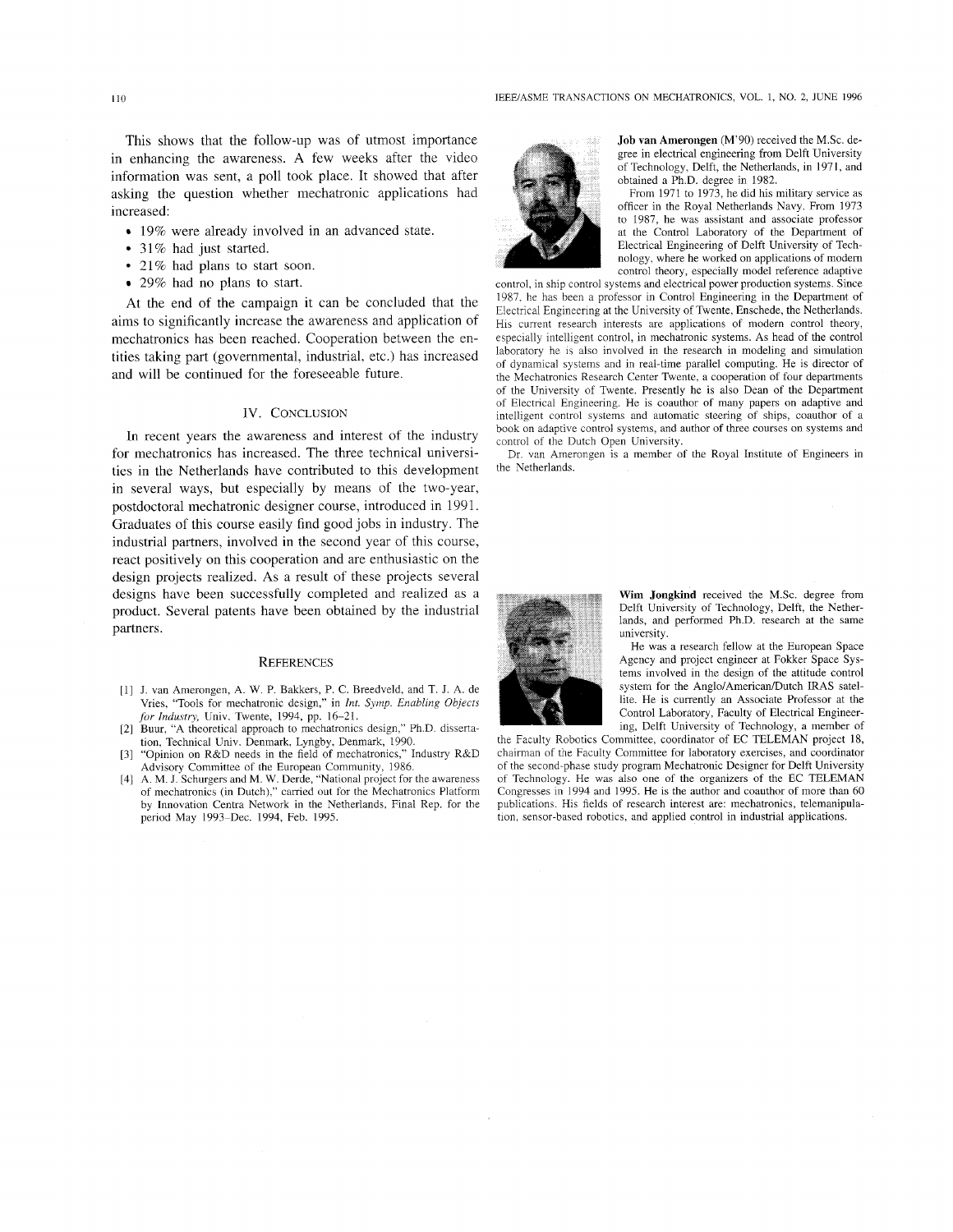This shows that the follow-up was of utmost importance in enhancing the awareness. A few weeks after the video information was sent, a poll took place. It showed that after asking the question whether mechatronic applications had increased:

- 19% were already involved in an advanced state.
- 31% had just started.
- 21% had plans to start soon.
- 29% had no plans to start.

At the end of the campaign it can be concluded that the aims to significantly increase the awareness and application of mechatronics has been reached. Cooperation between the entities taking part (governmental, industrial, etc.) has increased and will be continued for the foreseeable future.

## IV. Conclusion

In recent years the awareness and interest of the industry for mechatronics has increased. The three technical universities in the Netherlands have contributed to this development in several ways, but especially by means of the two-year, postdoctoral mechatronic designer course, introduced in 1991. Graduates of this course easily find good jobs in industry. The industrial partners, involved in the second year of this course, react positively on this cooperation and are enthusiastic on the design projects realized. As a result of these projects several designs have been successfully completed and realized as a product. Several patents have been obtained by the industrial partners.

## References

[1] J. van Amerongen, A. W. P. Bakkers, P. C. Breedveld, and T. J. A. de Vries, "Tools for mechatronic design," in *Int. Symp. Enabling Objects for Industry*, Univ. Twente, 1994, pp. 16–21.

[2] Buur, "A theoretical approach to mechatronics design," Ph.D. dissertation, Technical Univ. Denmark, Lyngby, Denmark, 1990.

[3] "Opinion on R&D needs in the field of mechatronics," Industry R&D Advisory Committee of the European Community, 1986.

[4] A. M. J. Schurgers and M. W. Derde, "National project for the awareness of mechatronics (in Dutch)," carried out for the Mechatronics Platform by Innovation Centra Network in the Netherlands, Final Rep. for the period May 1993–Dec. 1994, Feb. 1995.

**Job van Amerongen** (M'90) received the M.Sc. degree in electrical engineering from Delft University of Technology, Delft, the Netherlands, in 1971, and obtained a Ph.D. degree in 1982.

From 1971 to 1973, he did his military service as officer in the Royal Netherlands Navy. From 1973 to 1987, he was assistant and associate professor at the Control Laboratory of the Department of Electrical Engineering of Delft University of Technology, where he worked on applications of modern control theory, especially model reference adaptive control, in ship control systems and electrical power production systems. Since 1987, he has been a professor in Control Engineering in the Department of Electrical Engineering at the University of Twente, Enschede, the Netherlands. His current research interests are applications of modern control theory, especially intelligent control, in mechatronic systems. As head of the control laboratory he is also involved in the research in modeling and simulation of dynamical systems and in real-time parallel computing. He is director of the Mechatronics Research Center Twente, a cooperation of four departments of the University of Twente. Presently he is also Dean of the Department of Electrical Engineering. He is coauthor of many papers on adaptive and intelligent control systems and automatic steering of ships, coauthor of a book on adaptive control systems, and author of three courses on systems and control of the Dutch Open University.

Dr. van Amerongen is a member of the Royal Institute of Engineers in the Netherlands.

**Wim Jongkind** received the M.Sc. degree from Delft University of Technology, Delft, the Netherlands, and performed Ph.D. research at the same university.

He was a research fellow at the European Space Agency and project engineer at Fokker Space Systems involved in the design of the attitude control system for the Anglo/American/Dutch IRAS satellite. He is currently an Associate Professor at the Control Laboratory, Faculty of Electrical Engineering, Delft University of Technology, a member of the Faculty Robotics Committee, coordinator of EC TELEMAN project 18, chairman of the Faculty Committee for laboratory exercises, and coordinator of the second-phase study program Mechatronic Designer for Delft University of Technology. He was also one of the organizers of the EC TELEMAN Congresses in 1994 and 1995. He is the author and coauthor of more than 60 publications. His fields of research interest are: mechatronics, telemanipulation, sensor-based robotics, and applied control in industrial applications.